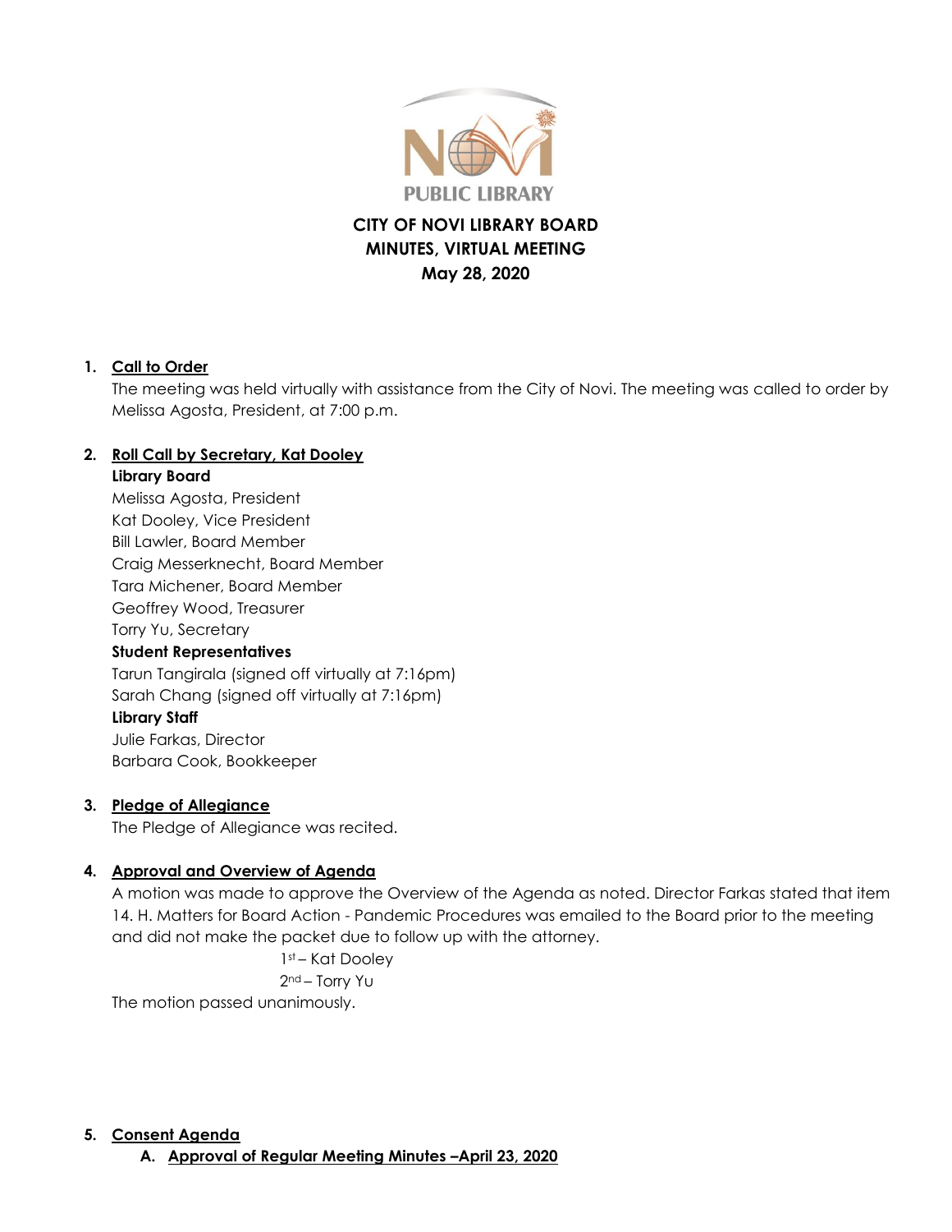# CITY OF NOVI LIBRARY BOARD
# MINUTES, VIRTUAL MEETING
# May 28, 2020

1. **Call to Order**

   The meeting was held virtually with assistance from the City of Novi. The meeting was called to order by Melissa Agosta, President, at 7:00 p.m.

2. **Roll Call by Secretary, Kat Dooley**

   **Library Board**
   Melissa Agosta, President
   Kat Dooley, Vice President
   Bill Lawler, Board Member
   Craig Messerknecht, Board Member
   Tara Michener, Board Member
   Geoffrey Wood, Treasurer
   Torry Yu, Secretary

   **Student Representatives**
   Tarun Tangirala (signed off virtually at 7:16pm)
   Sarah Chang (signed off virtually at 7:16pm)

   **Library Staff**
   Julie Farkas, Director
   Barbara Cook, Bookkeeper

3. **Pledge of Allegiance**

   The Pledge of Allegiance was recited.

4. **Approval and Overview of Agenda**

   A motion was made to approve the Overview of the Agenda as noted. Director Farkas stated that item 14. H. Matters for Board Action - Pandemic Procedures was emailed to the Board prior to the meeting and did not make the packet due to follow up with the attorney.

   1st – Kat Dooley
   2nd – Torry Yu

   The motion passed unanimously.

5. **Consent Agenda**

   A. **Approval of Regular Meeting Minutes –April 23, 2020**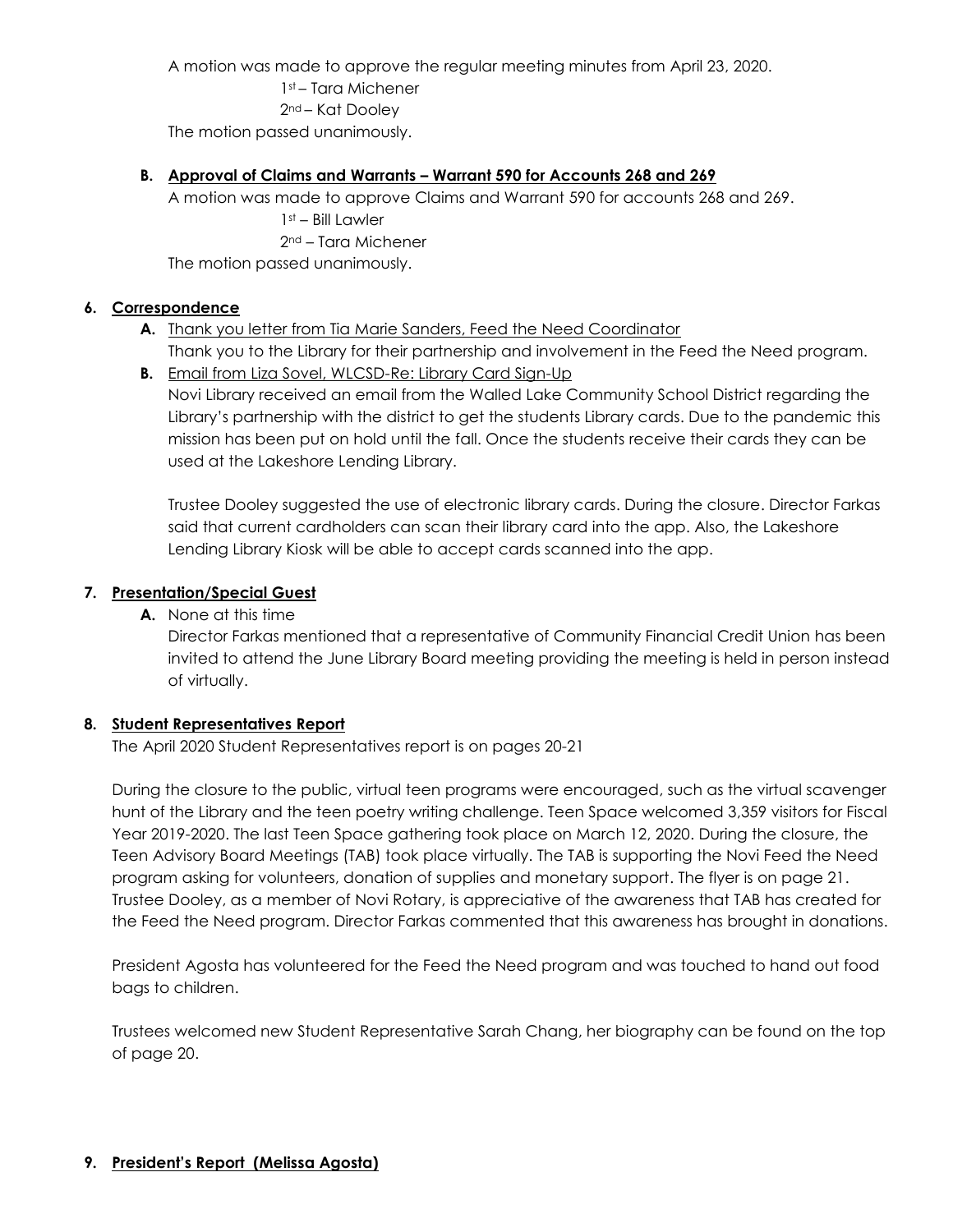A motion was made to approve the regular meeting minutes from April 23, 2020.

1st – Tara Michener
2nd – Kat Dooley

The motion passed unanimously.

**B. Approval of Claims and Warrants – Warrant 590 for Accounts 268 and 269**

A motion was made to approve Claims and Warrant 590 for accounts 268 and 269.

1st – Bill Lawler
2nd – Tara Michener

The motion passed unanimously.

## 6. Correspondence

**A.** Thank you letter from Tia Marie Sanders, Feed the Need Coordinator

Thank you to the Library for their partnership and involvement in the Feed the Need program.

**B.** Email from Liza Sovel, WLCSD-Re: Library Card Sign-Up

Novi Library received an email from the Walled Lake Community School District regarding the Library's partnership with the district to get the students Library cards. Due to the pandemic this mission has been put on hold until the fall. Once the students receive their cards they can be used at the Lakeshore Lending Library.

Trustee Dooley suggested the use of electronic library cards. During the closure. Director Farkas said that current cardholders can scan their library card into the app. Also, the Lakeshore Lending Library Kiosk will be able to accept cards scanned into the app.

## 7. Presentation/Special Guest

**A.** None at this time

Director Farkas mentioned that a representative of Community Financial Credit Union has been invited to attend the June Library Board meeting providing the meeting is held in person instead of virtually.

## 8. Student Representatives Report

The April 2020 Student Representatives report is on pages 20-21

During the closure to the public, virtual teen programs were encouraged, such as the virtual scavenger hunt of the Library and the teen poetry writing challenge. Teen Space welcomed 3,359 visitors for Fiscal Year 2019-2020. The last Teen Space gathering took place on March 12, 2020. During the closure, the Teen Advisory Board Meetings (TAB) took place virtually. The TAB is supporting the Novi Feed the Need program asking for volunteers, donation of supplies and monetary support. The flyer is on page 21. Trustee Dooley, as a member of Novi Rotary, is appreciative of the awareness that TAB has created for the Feed the Need program. Director Farkas commented that this awareness has brought in donations.

President Agosta has volunteered for the Feed the Need program and was touched to hand out food bags to children.

Trustees welcomed new Student Representative Sarah Chang, her biography can be found on the top of page 20.

## 9. President's Report (Melissa Agosta)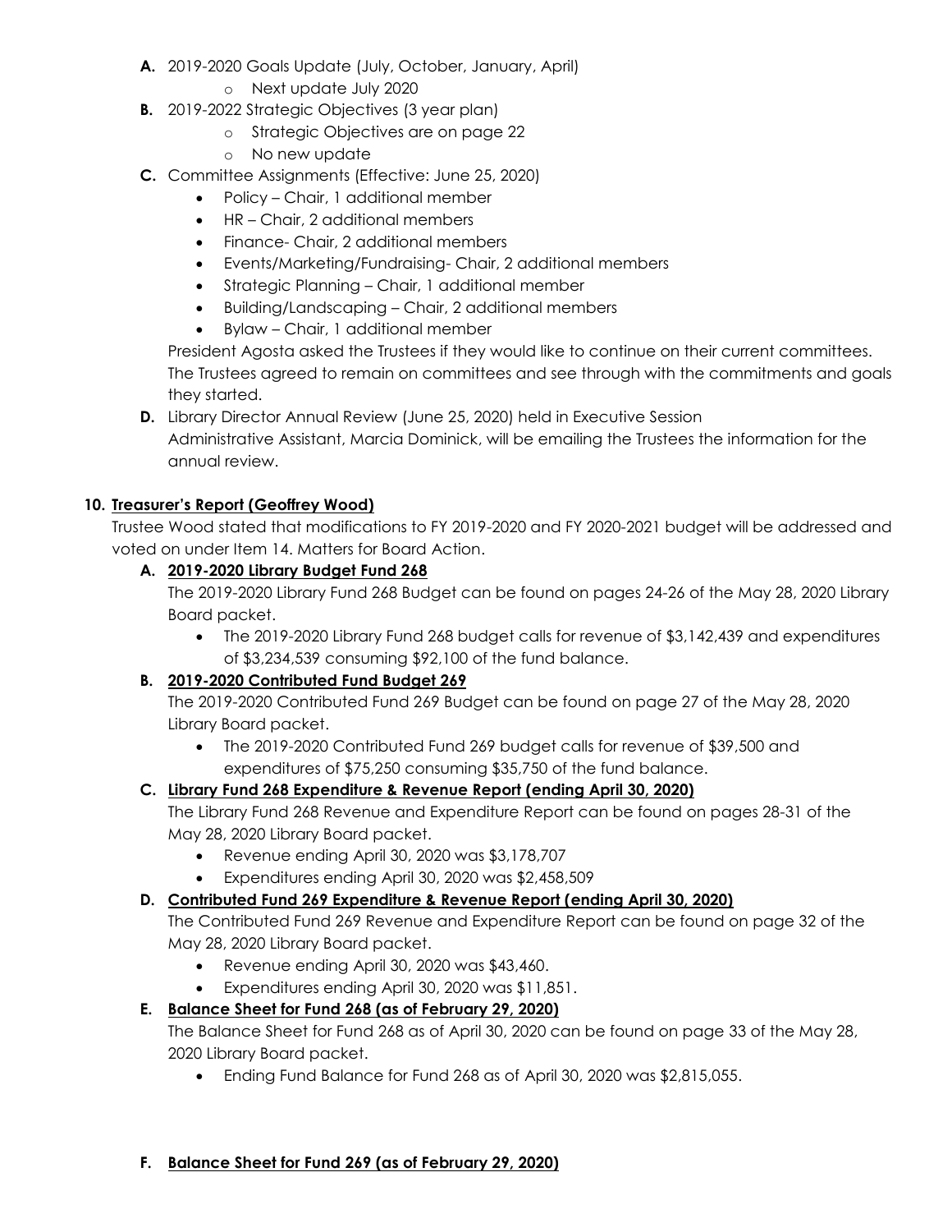**A.** 2019-2020 Goals Update (July, October, January, April)
   - Next update July 2020

**B.** 2019-2022 Strategic Objectives (3 year plan)
   - Strategic Objectives are on page 22
   - No new update

**C.** Committee Assignments (Effective: June 25, 2020)
   - Policy – Chair, 1 additional member
   - HR – Chair, 2 additional members
   - Finance- Chair, 2 additional members
   - Events/Marketing/Fundraising- Chair, 2 additional members
   - Strategic Planning – Chair, 1 additional member
   - Building/Landscaping – Chair, 2 additional members
   - Bylaw – Chair, 1 additional member

   President Agosta asked the Trustees if they would like to continue on their current committees. The Trustees agreed to remain on committees and see through with the commitments and goals they started.

**D.** Library Director Annual Review (June 25, 2020) held in Executive Session
   Administrative Assistant, Marcia Dominick, will be emailing the Trustees the information for the annual review.

## 10. Treasurer's Report (Geoffrey Wood)

Trustee Wood stated that modifications to FY 2019-2020 and FY 2020-2021 budget will be addressed and voted on under Item 14. Matters for Board Action.

### A. 2019-2020 Library Budget Fund 268

The 2019-2020 Library Fund 268 Budget can be found on pages 24-26 of the May 28, 2020 Library Board packet.

- The 2019-2020 Library Fund 268 budget calls for revenue of $3,142,439 and expenditures of $3,234,539 consuming $92,100 of the fund balance.

### B. 2019-2020 Contributed Fund Budget 269

The 2019-2020 Contributed Fund 269 Budget can be found on page 27 of the May 28, 2020 Library Board packet.

- The 2019-2020 Contributed Fund 269 budget calls for revenue of $39,500 and expenditures of 75,250 consuming $35,750 of the fund balance.

### C. Library Fund 268 Expenditure & Revenue Report (ending April 30, 2020)

The Library Fund 268 Revenue and Expenditure Report can be found on pages 28-31 of the May 28, 2020 Library Board packet.

- Revenue ending April 30, 2020 was $3,178,707
- Expenditures ending April 30, 2020 was $2,458,509

### D. Contributed Fund 269 Expenditure & Revenue Report (ending April 30, 2020)

The Contributed Fund 269 Revenue and Expenditure Report can be found on page 32 of the May 28, 2020 Library Board packet.

- Revenue ending April 30, 2020 was $43,460.
- Expenditures ending April 30, 2020 was $11,851.

### E. Balance Sheet for Fund 268 (as of February 29, 2020)

The Balance Sheet for Fund 268 as of April 30, 2020 can be found on page 33 of the May 28, 2020 Library Board packet.

- Ending Fund Balance for Fund 268 as of April 30, 2020 was $2,815,055.

### F. Balance Sheet for Fund 269 (as of February 29, 2020)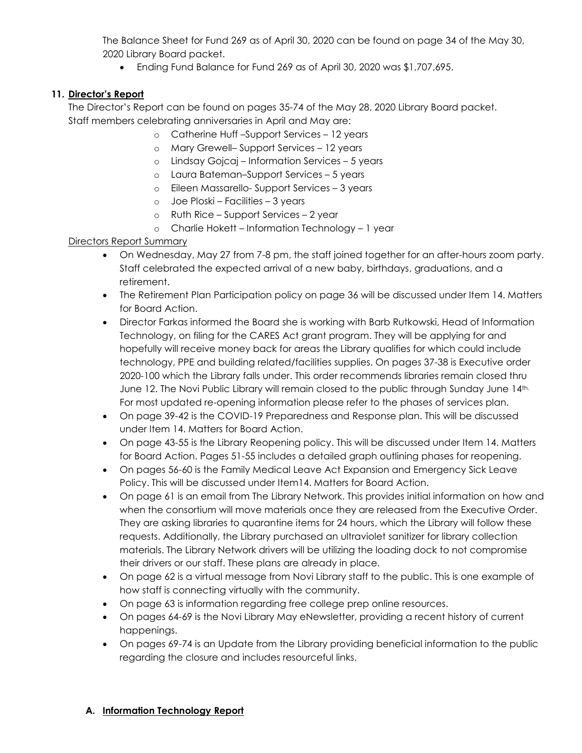The Balance Sheet for Fund 269 as of April 30, 2020 can be found on page 34 of the May 30, 2020 Library Board packet.

- Ending Fund Balance for Fund 269 as of April 30, 2020 was $1,707,695.

## 11. **Director's Report**

The Director's Report can be found on pages 35-74 of the May 28, 2020 Library Board packet.
Staff members celebrating anniversaries in April and May are:

- Catherine Huff –Support Services – 12 years
- Mary Grewell– Support Services – 12 years
- Lindsay Gojcaj – Information Services – 5 years
- Laura Bateman–Support Services – 5 years
- Eileen Massarello- Support Services – 3 years
- Joe Ploski – Facilities – 3 years
- Ruth Rice – Support Services – 2 year
- Charlie Hokett – Information Technology – 1 year

Directors Report Summary

- On Wednesday, May 27 from 7-8 pm, the staff joined together for an after-hours zoom party. Staff celebrated the expected arrival of a new baby, birthdays, graduations, and a retirement.
- The Retirement Plan Participation policy on page 36 will be discussed under Item 14. Matters for Board Action.
- Director Farkas informed the Board she is working with Barb Rutkowski, Head of Information Technology, on filing for the CARES Act grant program. They will be applying for and hopefully will receive money back for areas the Library qualifies for which could include technology, PPE and building related/facilities supplies. On pages 37-38 is Executive order 2020-100 which the Library falls under. This order recommends libraries remain closed thru June 12. The Novi Public Library will remain closed to the public through Sunday June 14th. For most updated re-opening information please refer to the phases of services plan.
- On page 39-42 is the COVID-19 Preparedness and Response plan. This will be discussed under Item 14. Matters for Board Action.
- On page 43-55 is the Library Reopening policy. This will be discussed under Item 14. Matters for Board Action. Pages 51-55 includes a detailed graph outlining phases for reopening.
- On pages 56-60 is the Family Medical Leave Act Expansion and Emergency Sick Leave Policy. This will be discussed under Item14. Matters for Board Action.
- On page 61 is an email from The Library Network. This provides initial information on how and when the consortium will move materials once they are released from the Executive Order. They are asking libraries to quarantine items for 24 hours, which the Library will follow these requests. Additionally, the Library purchased an ultraviolet sanitizer for library collection materials. The Library Network drivers will be utilizing the loading dock to not compromise their drivers or our staff. These plans are already in place.
- On page 62 is a virtual message from Novi Library staff to the public. This is one example of how staff is connecting virtually with the community.
- On page 63 is information regarding free college prep online resources.
- On pages 64-69 is the Novi Library May eNewsletter, providing a recent history of current happenings.
- On pages 69-74 is an Update from the Library providing beneficial information to the public regarding the closure and includes resourceful links.

### A. **Information Technology Report**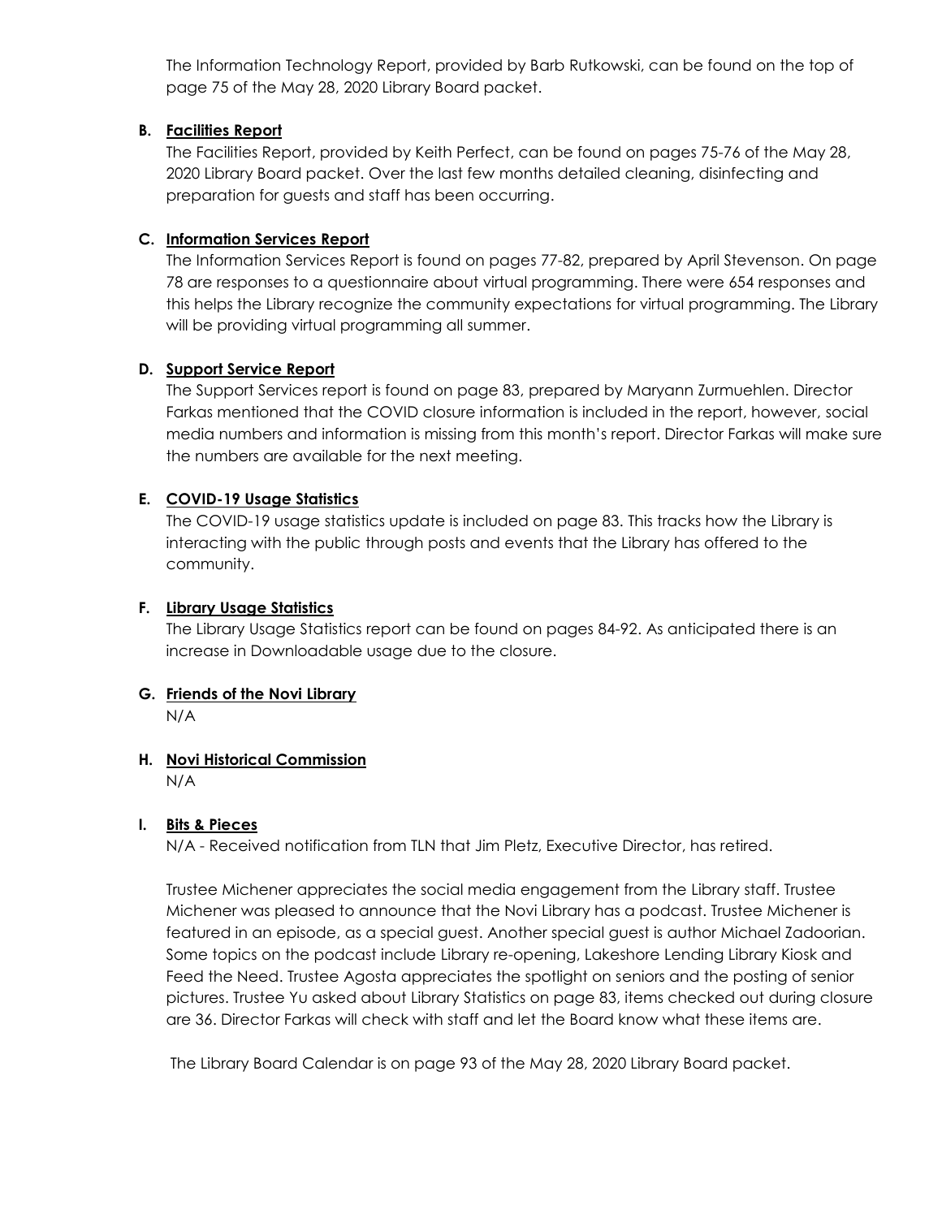The Information Technology Report, provided by Barb Rutkowski, can be found on the top of page 75 of the May 28, 2020 Library Board packet.

**B. Facilities Report**

The Facilities Report, provided by Keith Perfect, can be found on pages 75-76 of the May 28, 2020 Library Board packet. Over the last few months detailed cleaning, disinfecting and preparation for guests and staff has been occurring.

**C. Information Services Report**

The Information Services Report is found on pages 77-82, prepared by April Stevenson. On page 78 are responses to a questionnaire about virtual programming. There were 654 responses and this helps the Library recognize the community expectations for virtual programming. The Library will be providing virtual programming all summer.

**D. Support Service Report**

The Support Services report is found on page 83, prepared by Maryann Zurmuehlen. Director Farkas mentioned that the COVID closure information is included in the report, however, social media numbers and information is missing from this month's report. Director Farkas will make sure the numbers are available for the next meeting.

**E. COVID-19 Usage Statistics**

The COVID-19 usage statistics update is included on page 83. This tracks how the Library is interacting with the public through posts and events that the Library has offered to the community.

**F. Library Usage Statistics**

The Library Usage Statistics report can be found on pages 84-92. As anticipated there is an increase in Downloadable usage due to the closure.

**G. Friends of the Novi Library**

N/A

**H. Novi Historical Commission**

N/A

**I. Bits & Pieces**

N/A - Received notification from TLN that Jim Pletz, Executive Director, has retired.

Trustee Michener appreciates the social media engagement from the Library staff. Trustee Michener was pleased to announce that the Novi Library has a podcast. Trustee Michener is featured in an episode, as a special guest. Another special guest is author Michael Zadoorian. Some topics on the podcast include Library re-opening, Lakeshore Lending Library Kiosk and Feed the Need. Trustee Agosta appreciates the spotlight on seniors and the posting of senior pictures. Trustee Yu asked about Library Statistics on page 83, items checked out during closure are 36. Director Farkas will check with staff and let the Board know what these items are.

The Library Board Calendar is on page 93 of the May 28, 2020 Library Board packet.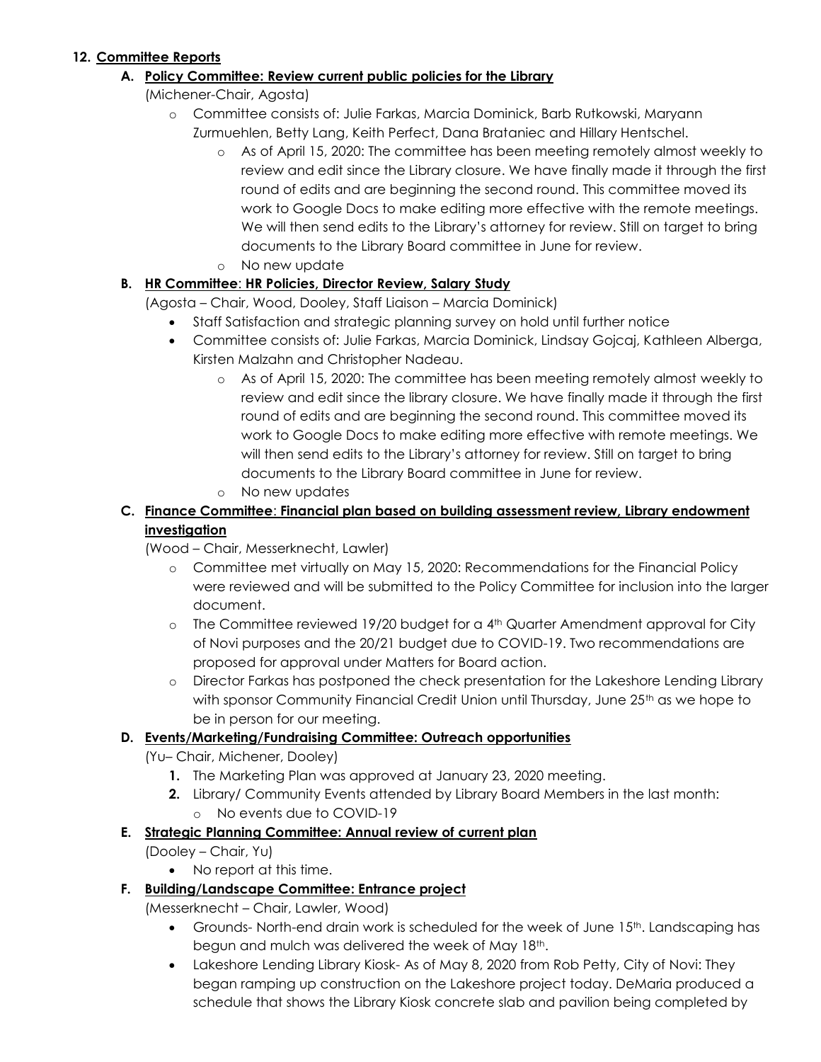**12. Committee Reports**

**A. Policy Committee: Review current public policies for the Library**

(Michener-Chair, Agosta)

- Committee consists of: Julie Farkas, Marcia Dominick, Barb Rutkowski, Maryann Zurmuehlen, Betty Lang, Keith Perfect, Dana Brataniec and Hillary Hentschel.
  - As of April 15, 2020: The committee has been meeting remotely almost weekly to review and edit since the Library closure. We have finally made it through the first round of edits and are beginning the second round. This committee moved its work to Google Docs to make editing more effective with the remote meetings. We will then send edits to the Library's attorney for review. Still on target to bring documents to the Library Board committee in June for review.
  - No new update

**B. HR Committee: HR Policies, Director Review, Salary Study**

(Agosta – Chair, Wood, Dooley, Staff Liaison – Marcia Dominick)

- Staff Satisfaction and strategic planning survey on hold until further notice
- Committee consists of: Julie Farkas, Marcia Dominick, Lindsay Gojcaj, Kathleen Alberga, Kirsten Malzahn and Christopher Nadeau.
  - As of April 15, 2020: The committee has been meeting remotely almost weekly to review and edit since the library closure. We have finally made it through the first round of edits and are beginning the second round. This committee moved its work to Google Docs to make editing more effective with remote meetings. We will then send edits to the Library's attorney for review. Still on target to bring documents to the Library Board committee in June for review.
  - No new updates

**C. Finance Committee: Financial plan based on building assessment review, Library endowment investigation**

(Wood – Chair, Messerknecht, Lawler)

- Committee met virtually on May 15, 2020: Recommendations for the Financial Policy were reviewed and will be submitted to the Policy Committee for inclusion into the larger document.
- The Committee reviewed 19/20 budget for a 4th Quarter Amendment approval for City of Novi purposes and the 20/21 budget due to COVID-19. Two recommendations are proposed for approval under Matters for Board action.
- Director Farkas has postponed the check presentation for the Lakeshore Lending Library with sponsor Community Financial Credit Union until Thursday, June 25th as we hope to be in person for our meeting.

**D. Events/Marketing/Fundraising Committee: Outreach opportunities**

(Yu– Chair, Michener, Dooley)

1. The Marketing Plan was approved at January 23, 2020 meeting.
2. Library/ Community Events attended by Library Board Members in the last month:
   - No events due to COVID-19

**E. Strategic Planning Committee: Annual review of current plan**

(Dooley – Chair, Yu)

- No report at this time.

**F. Building/Landscape Committee: Entrance project**

(Messerknecht – Chair, Lawler, Wood)

- Grounds- North-end drain work is scheduled for the week of June 15th. Landscaping has begun and mulch was delivered the week of May 18th.
- Lakeshore Lending Library Kiosk- As of May 8, 2020 from Rob Petty, City of Novi: They began ramping up construction on the Lakeshore project today. DeMaria produced a schedule that shows the Library Kiosk concrete slab and pavilion being completed by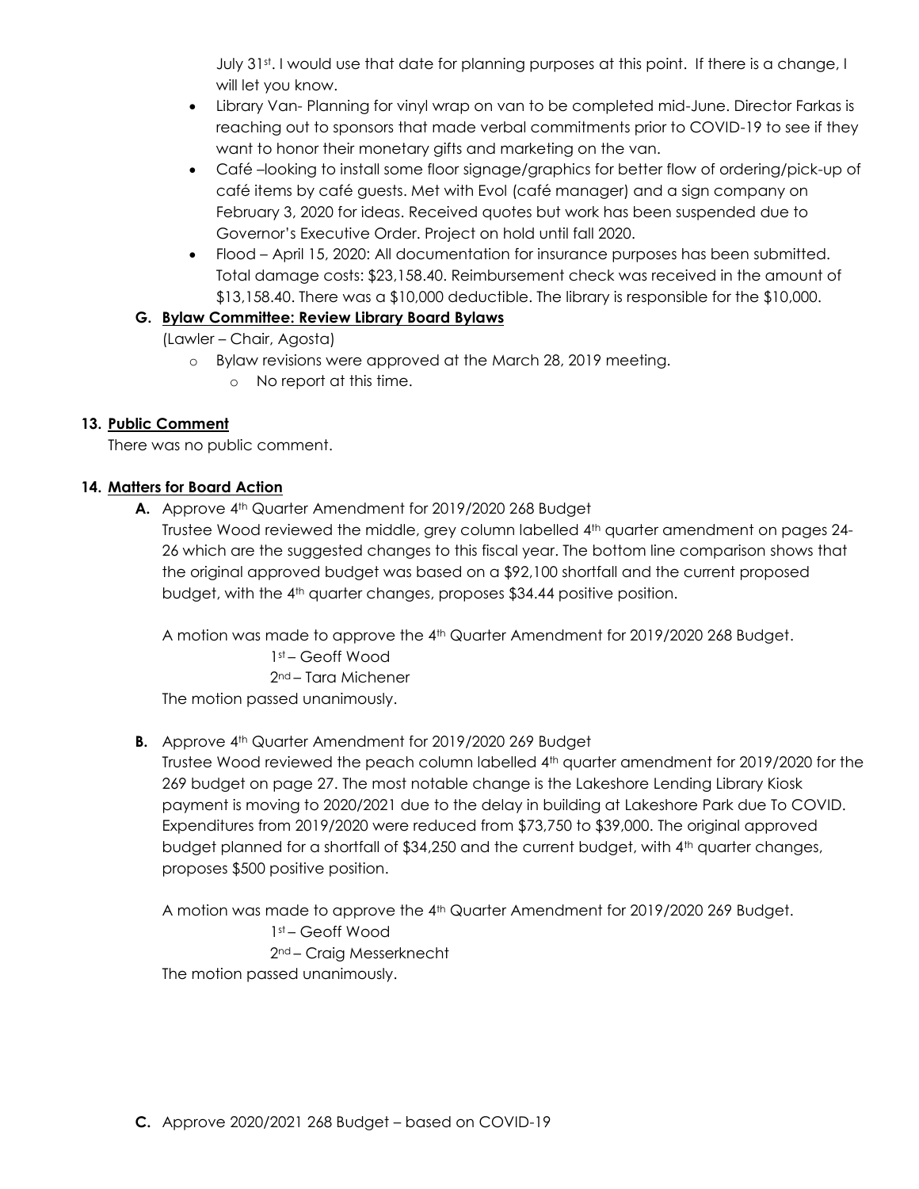July 31st. I would use that date for planning purposes at this point. If there is a change, I will let you know.

- Library Van- Planning for vinyl wrap on van to be completed mid-June. Director Farkas is reaching out to sponsors that made verbal commitments prior to COVID-19 to see if they want to honor their monetary gifts and marketing on the van.
- Café –looking to install some floor signage/graphics for better flow of ordering/pick-up of café items by café guests. Met with Evol (café manager) and a sign company on February 3, 2020 for ideas. Received quotes but work has been suspended due to Governor's Executive Order. Project on hold until fall 2020.
- Flood – April 15, 2020: All documentation for insurance purposes has been submitted. Total damage costs: $23,158.40. Reimbursement check was received in the amount of $13,158.40. There was a $10,000 deductible. The library is responsible for the $10,000.

**G. Bylaw Committee: Review Library Board Bylaws**

(Lawler – Chair, Agosta)

- Bylaw revisions were approved at the March 28, 2019 meeting.
  - No report at this time.

**13. Public Comment**

There was no public comment.

**14. Matters for Board Action**

**A.** Approve 4th Quarter Amendment for 2019/2020 268 Budget

Trustee Wood reviewed the middle, grey column labelled 4th quarter amendment on pages 24-26 which are the suggested changes to this fiscal year. The bottom line comparison shows that the original approved budget was based on a $92,100 shortfall and the current proposed budget, with the 4th quarter changes, proposes $34.44 positive position.

A motion was made to approve the 4th Quarter Amendment for 2019/2020 268 Budget.

1st – Geoff Wood

2nd – Tara Michener

The motion passed unanimously.

**B.** Approve 4th Quarter Amendment for 2019/2020 269 Budget

Trustee Wood reviewed the peach column labelled 4th quarter amendment for 2019/2020 for the 269 budget on page 27. The most notable change is the Lakeshore Lending Library Kiosk payment is moving to 2020/2021 due to the delay in building at Lakeshore Park due To COVID. Expenditures from 2019/2020 were reduced from $73,750 to $39,000. The original approved budget planned for a shortfall of $34,250 and the current budget, with 4th quarter changes, proposes $500 positive position.

A motion was made to approve the 4th Quarter Amendment for 2019/2020 269 Budget.

1st – Geoff Wood

2nd – Craig Messerknecht

The motion passed unanimously.

**C.** Approve 2020/2021 268 Budget – based on COVID-19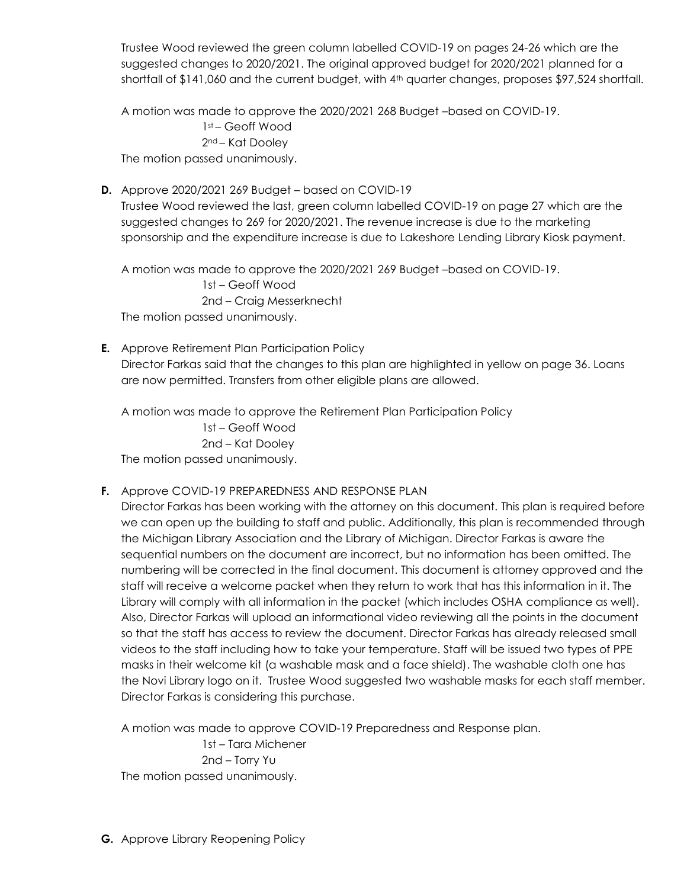Trustee Wood reviewed the green column labelled COVID-19 on pages 24-26 which are the suggested changes to 2020/2021. The original approved budget for 2020/2021 planned for a shortfall of $141,060 and the current budget, with 4th quarter changes, proposes $97,524 shortfall.

A motion was made to approve the 2020/2021 268 Budget –based on COVID-19.

1st – Geoff Wood
2nd – Kat Dooley

The motion passed unanimously.

**D.** Approve 2020/2021 269 Budget – based on COVID-19

Trustee Wood reviewed the last, green column labelled COVID-19 on page 27 which are the suggested changes to 269 for 2020/2021. The revenue increase is due to the marketing sponsorship and the expenditure increase is due to Lakeshore Lending Library Kiosk payment.

A motion was made to approve the 2020/2021 269 Budget –based on COVID-19.

1st – Geoff Wood
2nd – Craig Messerknecht

The motion passed unanimously.

**E.** Approve Retirement Plan Participation Policy

Director Farkas said that the changes to this plan are highlighted in yellow on page 36. Loans are now permitted. Transfers from other eligible plans are allowed.

A motion was made to approve the Retirement Plan Participation Policy

1st – Geoff Wood
2nd – Kat Dooley

The motion passed unanimously.

**F.** Approve COVID-19 PREPAREDNESS AND RESPONSE PLAN

Director Farkas has been working with the attorney on this document. This plan is required before we can open up the building to staff and public. Additionally, this plan is recommended through the Michigan Library Association and the Library of Michigan. Director Farkas is aware the sequential numbers on the document are incorrect, but no information has been omitted. The numbering will be corrected in the final document. This document is attorney approved and the staff will receive a welcome packet when they return to work that has this information in it. The Library will comply with all information in the packet (which includes OSHA compliance as well). Also, Director Farkas will upload an informational video reviewing all the points in the document so that the staff has access to review the document. Director Farkas has already released small videos to the staff including how to take your temperature. Staff will be issued two types of PPE masks in their welcome kit (a washable mask and a face shield). The washable cloth one has the Novi Library logo on it. Trustee Wood suggested two washable masks for each staff member. Director Farkas is considering this purchase.

A motion was made to approve COVID-19 Preparedness and Response plan.

1st – Tara Michener
2nd – Torry Yu

The motion passed unanimously.

**G.** Approve Library Reopening Policy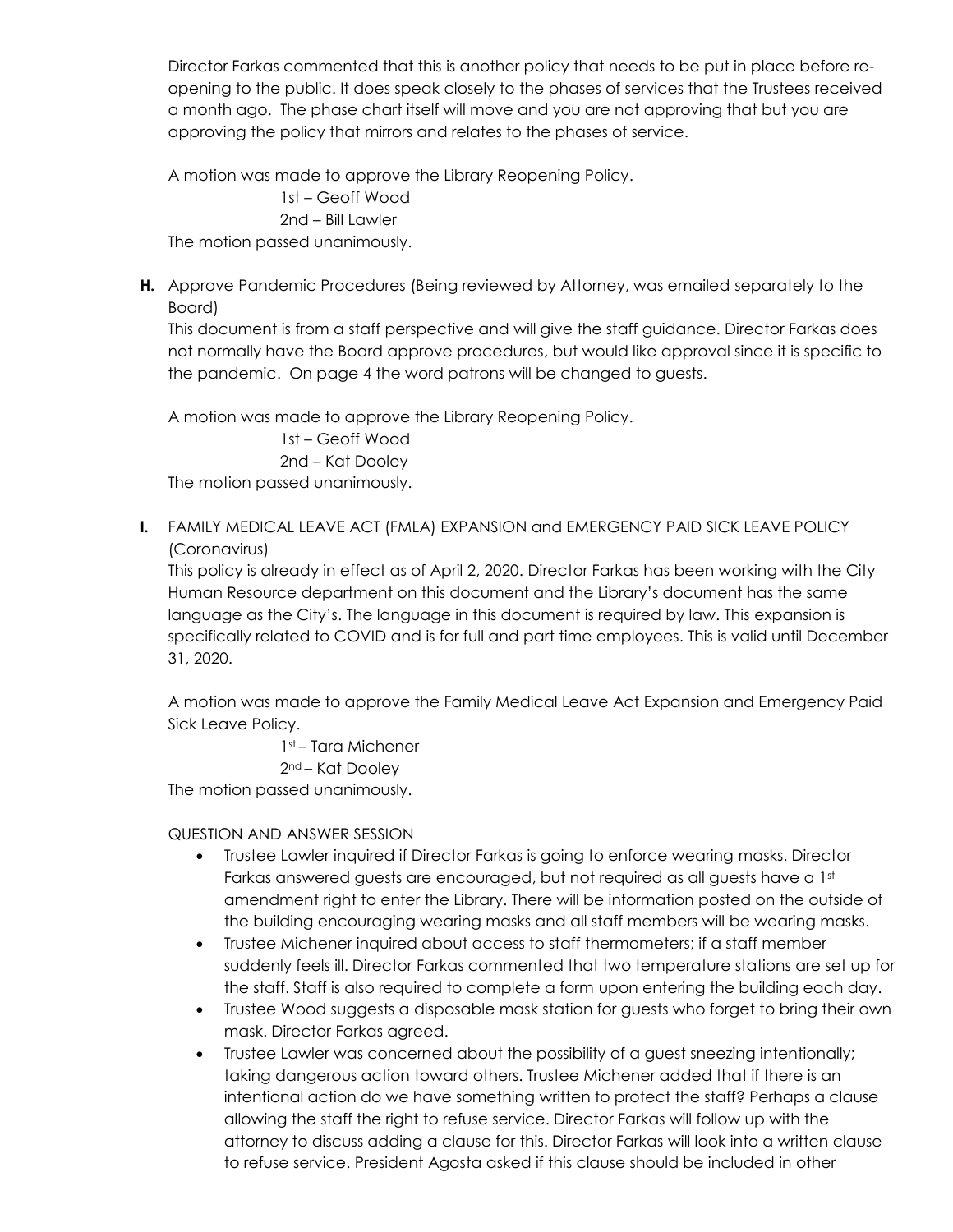Director Farkas commented that this is another policy that needs to be put in place before re-opening to the public. It does speak closely to the phases of services that the Trustees received a month ago. The phase chart itself will move and you are not approving that but you are approving the policy that mirrors and relates to the phases of service.

A motion was made to approve the Library Reopening Policy.

1st – Geoff Wood
2nd – Bill Lawler

The motion passed unanimously.

**H.** Approve Pandemic Procedures (Being reviewed by Attorney, was emailed separately to the Board)

This document is from a staff perspective and will give the staff guidance. Director Farkas does not normally have the Board approve procedures, but would like approval since it is specific to the pandemic. On page 4 the word patrons will be changed to guests.

A motion was made to approve the Library Reopening Policy.

1st – Geoff Wood
2nd – Kat Dooley

The motion passed unanimously.

**I.** FAMILY MEDICAL LEAVE ACT (FMLA) EXPANSION and EMERGENCY PAID SICK LEAVE POLICY (Coronavirus)

This policy is already in effect as of April 2, 2020. Director Farkas has been working with the City Human Resource department on this document and the Library's document has the same language as the City's. The language in this document is required by law. This expansion is specifically related to COVID and is for full and part time employees. This is valid until December 31, 2020.

A motion was made to approve the Family Medical Leave Act Expansion and Emergency Paid Sick Leave Policy.

1st – Tara Michener
2nd – Kat Dooley

The motion passed unanimously.

QUESTION AND ANSWER SESSION

- Trustee Lawler inquired if Director Farkas is going to enforce wearing masks. Director Farkas answered guests are encouraged, but not required as all guests have a 1st amendment right to enter the Library. There will be information posted on the outside of the building encouraging wearing masks and all staff members will be wearing masks.
- Trustee Michener inquired about access to staff thermometers; if a staff member suddenly feels ill. Director Farkas commented that two temperature stations are set up for the staff. Staff is also required to complete a form upon entering the building each day.
- Trustee Wood suggests a disposable mask station for guests who forget to bring their own mask. Director Farkas agreed.
- Trustee Lawler was concerned about the possibility of a guest sneezing intentionally; taking dangerous action toward others. Trustee Michener added that if there is an intentional action do we have something written to protect the staff? Perhaps a clause allowing the staff the right to refuse service. Director Farkas will follow up with the attorney to discuss adding a clause for this. Director Farkas will look into a written clause to refuse service. President Agosta asked if this clause should be included in other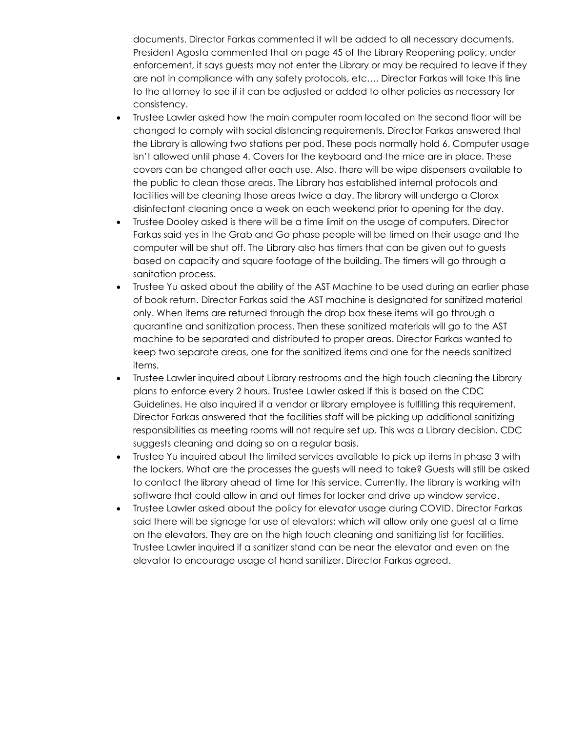documents. Director Farkas commented it will be added to all necessary documents. President Agosta commented that on page 45 of the Library Reopening policy, under enforcement, it says guests may not enter the Library or may be required to leave if they are not in compliance with any safety protocols, etc…. Director Farkas will take this line to the attorney to see if it can be adjusted or added to other policies as necessary for consistency.

- Trustee Lawler asked how the main computer room located on the second floor will be changed to comply with social distancing requirements. Director Farkas answered that the Library is allowing two stations per pod. These pods normally hold 6. Computer usage isn't allowed until phase 4. Covers for the keyboard and the mice are in place. These covers can be changed after each use. Also, there will be wipe dispensers available to the public to clean those areas. The Library has established internal protocols and facilities will be cleaning those areas twice a day. The library will undergo a Clorox disinfectant cleaning once a week on each weekend prior to opening for the day.
- Trustee Dooley asked is there will be a time limit on the usage of computers. Director Farkas said yes in the Grab and Go phase people will be timed on their usage and the computer will be shut off. The Library also has timers that can be given out to guests based on capacity and square footage of the building. The timers will go through a sanitation process.
- Trustee Yu asked about the ability of the AST Machine to be used during an earlier phase of book return. Director Farkas said the AST machine is designated for sanitized material only. When items are returned through the drop box these items will go through a quarantine and sanitization process. Then these sanitized materials will go to the AST machine to be separated and distributed to proper areas. Director Farkas wanted to keep two separate areas, one for the sanitized items and one for the needs sanitized items.
- Trustee Lawler inquired about Library restrooms and the high touch cleaning the Library plans to enforce every 2 hours. Trustee Lawler asked if this is based on the CDC Guidelines. He also inquired if a vendor or library employee is fulfilling this requirement. Director Farkas answered that the facilities staff will be picking up additional sanitizing responsibilities as meeting rooms will not require set up. This was a Library decision. CDC suggests cleaning and doing so on a regular basis.
- Trustee Yu inquired about the limited services available to pick up items in phase 3 with the lockers. What are the processes the guests will need to take? Guests will still be asked to contact the library ahead of time for this service. Currently, the library is working with software that could allow in and out times for locker and drive up window service.
- Trustee Lawler asked about the policy for elevator usage during COVID. Director Farkas said there will be signage for use of elevators; which will allow only one guest at a time on the elevators. They are on the high touch cleaning and sanitizing list for facilities. Trustee Lawler inquired if a sanitizer stand can be near the elevator and even on the elevator to encourage usage of hand sanitizer. Director Farkas agreed.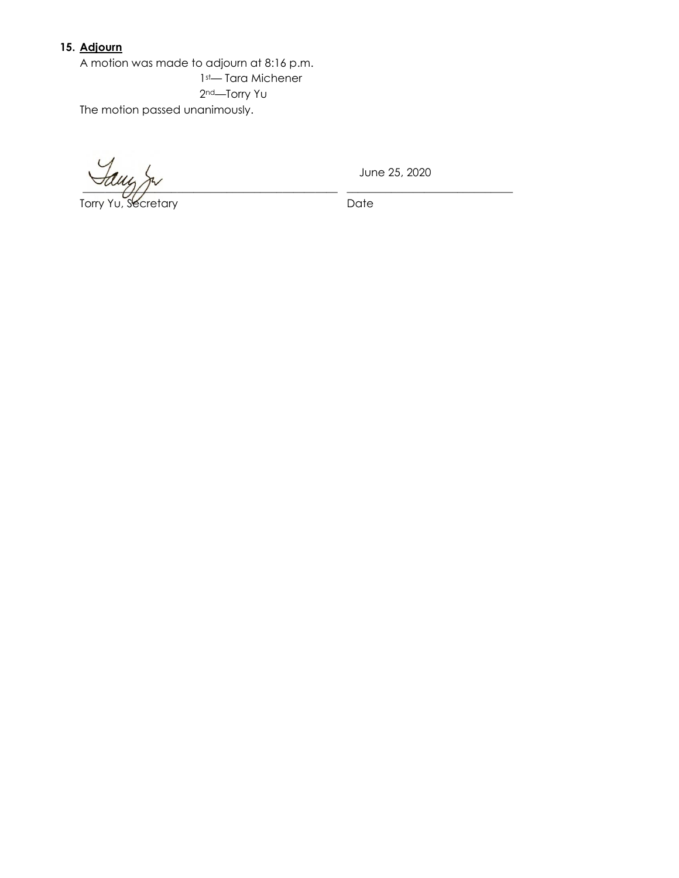## 15. **Adjourn**

A motion was made to adjourn at 8:16 p.m.

1st— Tara Michener

2nd—Torry Yu

The motion passed unanimously.

Torry Yu, Secretary

June 25, 2020

Date